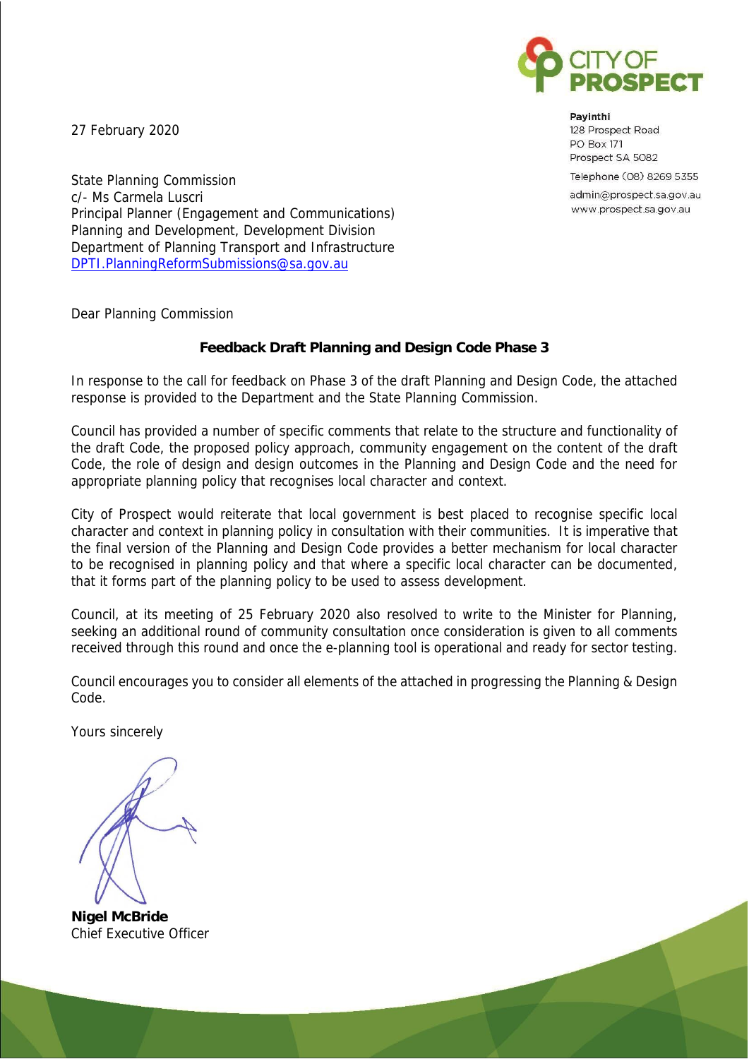CITY OF PROSPECT

**Payinthi**
128 Prospect Road
PO Box 171
Prospect SA 5082

Telephone (08) 8269 5355
admin@prospect.sa.gov.au
www.prospect.sa.gov.au

27 February 2020

State Planning Commission
c/- Ms Carmela Luscri
Principal Planner (Engagement and Communications)
Planning and Development, Development Division
Department of Planning Transport and Infrastructure
DPTI.PlanningReformSubmissions@sa.gov.au

Dear Planning Commission

**Feedback Draft Planning and Design Code Phase 3**

In response to the call for feedback on Phase 3 of the draft Planning and Design Code, the attached response is provided to the Department and the State Planning Commission.

Council has provided a number of specific comments that relate to the structure and functionality of the draft Code, the proposed policy approach, community engagement on the content of the draft Code, the role of design and design outcomes in the Planning and Design Code and the need for appropriate planning policy that recognises local character and context.

City of Prospect would reiterate that local government is best placed to recognise specific local character and context in planning policy in consultation with their communities. It is imperative that the final version of the Planning and Design Code provides a better mechanism for local character to be recognised in planning policy and that where a specific local character can be documented, that it forms part of the planning policy to be used to assess development.

Council, at its meeting of 25 February 2020 also resolved to write to the Minister for Planning, seeking an additional round of community consultation once consideration is given to all comments received through this round and once the e-planning tool is operational and ready for sector testing.

Council encourages you to consider all elements of the attached in progressing the Planning & Design Code.

Yours sincerely

**Nigel McBride**
Chief Executive Officer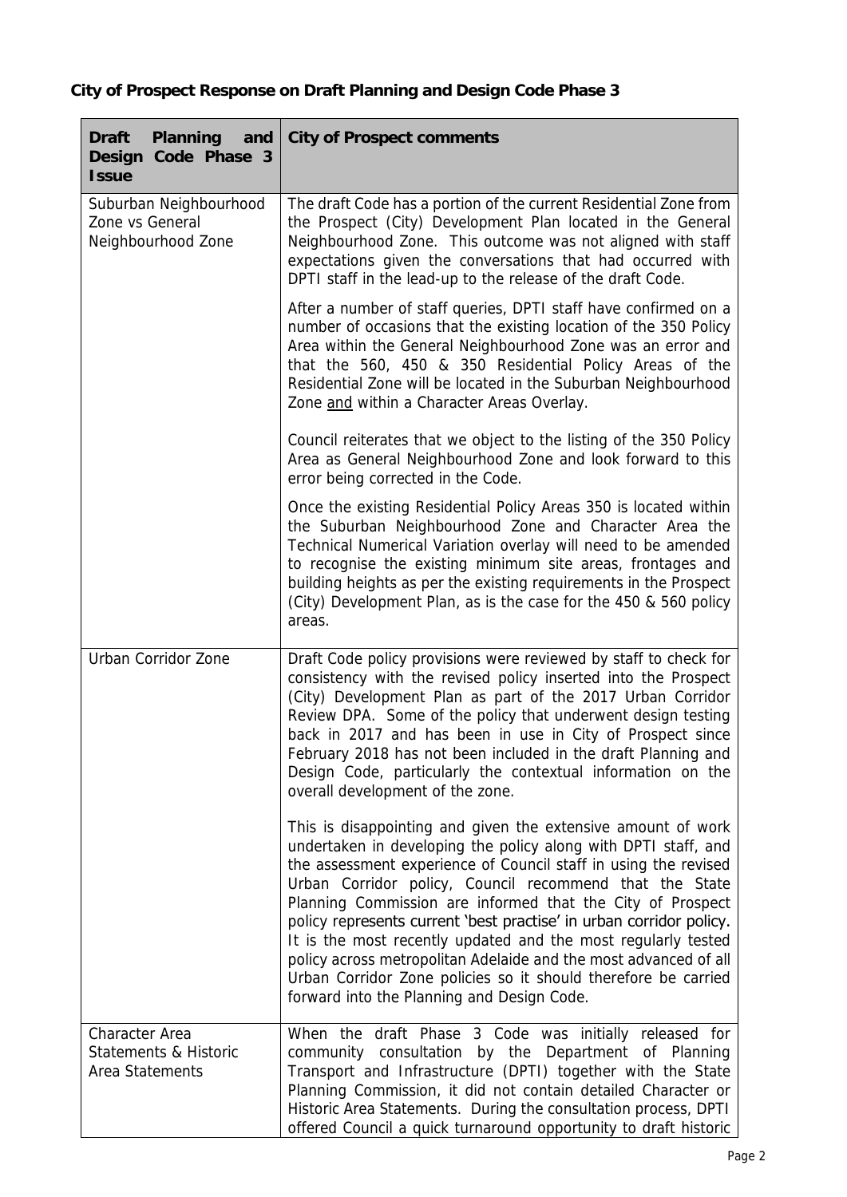**City of Prospect Response on Draft Planning and Design Code Phase 3**

| Draft Planning and Design Code Phase 3 Issue | City of Prospect comments |
|---|---|
| Suburban Neighbourhood Zone vs General Neighbourhood Zone | The draft Code has a portion of the current Residential Zone from the Prospect (City) Development Plan located in the General Neighbourhood Zone. This outcome was not aligned with staff expectations given the conversations that had occurred with DPTI staff in the lead-up to the release of the draft Code.<br><br>After a number of staff queries, DPTI staff have confirmed on a number of occasions that the existing location of the 350 Policy Area within the General Neighbourhood Zone was an error and that the 560, 450 & 350 Residential Policy Areas of the Residential Zone will be located in the Suburban Neighbourhood Zone <u>and</u> within a Character Areas Overlay.<br><br>Council reiterates that we object to the listing of the 350 Policy Area as General Neighbourhood Zone and look forward to this error being corrected in the Code.<br><br>Once the existing Residential Policy Areas 350 is located within the Suburban Neighbourhood Zone and Character Area the Technical Numerical Variation overlay will need to be amended to recognise the existing minimum site areas, frontages and building heights as per the existing requirements in the Prospect (City) Development Plan, as is the case for the 450 & 560 policy areas. |
| Urban Corridor Zone | Draft Code policy provisions were reviewed by staff to check for consistency with the revised policy inserted into the Prospect (City) Development Plan as part of the 2017 Urban Corridor Review DPA. Some of the policy that underwent design testing back in 2017 and has been in use in City of Prospect since February 2018 has not been included in the draft Planning and Design Code, particularly the contextual information on the overall development of the zone.<br><br>This is disappointing and given the extensive amount of work undertaken in developing the policy along with DPTI staff, and the assessment experience of Council staff in using the revised Urban Corridor policy, Council recommend that the State Planning Commission are informed that the City of Prospect policy represents current 'best practise' in urban corridor policy. It is the most recently updated and the most regularly tested policy across metropolitan Adelaide and the most advanced of all Urban Corridor Zone policies so it should therefore be carried forward into the Planning and Design Code. |
| Character Area Statements & Historic Area Statements | When the draft Phase 3 Code was initially released for community consultation by the Department of Planning Transport and Infrastructure (DPTI) together with the State Planning Commission, it did not contain detailed Character or Historic Area Statements. During the consultation process, DPTI offered Council a quick turnaround opportunity to draft historic |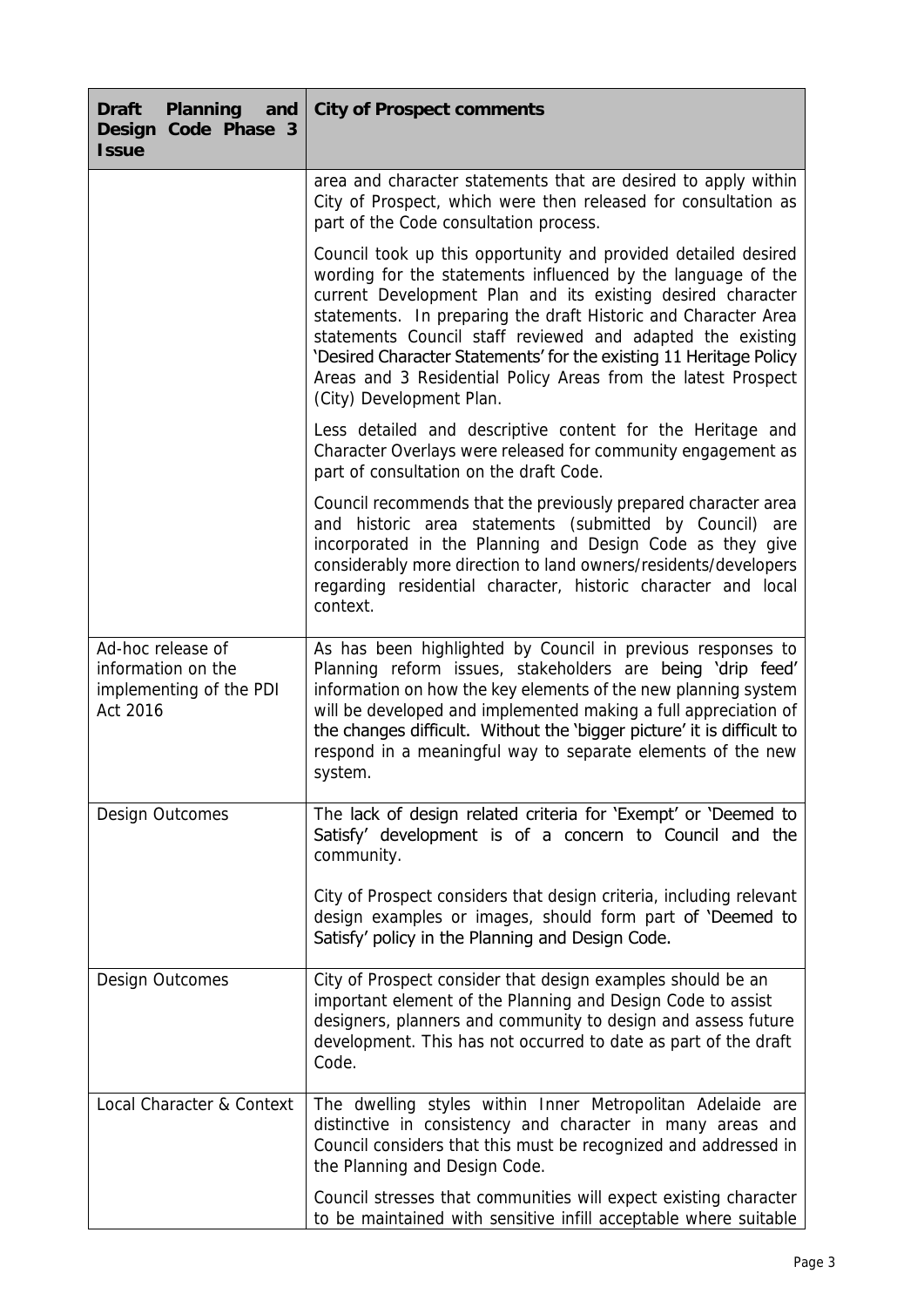| Draft Planning and Design Code Phase 3 Issue | City of Prospect comments |
|---|---|
| | area and character statements that are desired to apply within City of Prospect, which were then released for consultation as part of the Code consultation process.<br><br>Council took up this opportunity and provided detailed desired wording for the statements influenced by the language of the current Development Plan and its existing desired character statements. In preparing the draft Historic and Character Area statements Council staff reviewed and adapted the existing 'Desired Character Statements' for the existing 11 Heritage Policy Areas and 3 Residential Policy Areas from the latest Prospect (City) Development Plan.<br><br>Less detailed and descriptive content for the Heritage and Character Overlays were released for community engagement as part of consultation on the draft Code.<br><br>Council recommends that the previously prepared character area and historic area statements (submitted by Council) are incorporated in the Planning and Design Code as they give considerably more direction to land owners/residents/developers regarding residential character, historic character and local context. |
| Ad-hoc release of information on the implementing of the PDI Act 2016 | As has been highlighted by Council in previous responses to Planning reform issues, stakeholders are being 'drip feed' information on how the key elements of the new planning system will be developed and implemented making a full appreciation of the changes difficult. Without the 'bigger picture' it is difficult to respond in a meaningful way to separate elements of the new system. |
| Design Outcomes | The lack of design related criteria for 'Exempt' or 'Deemed to Satisfy' development is of a concern to Council and the community.<br><br>City of Prospect considers that design criteria, including relevant design examples or images, should form part of 'Deemed to Satisfy' policy in the Planning and Design Code. |
| Design Outcomes | City of Prospect consider that design examples should be an important element of the Planning and Design Code to assist designers, planners and community to design and assess future development. This has not occurred to date as part of the draft Code. |
| Local Character & Context | The dwelling styles within Inner Metropolitan Adelaide are distinctive in consistency and character in many areas and Council considers that this must be recognized and addressed in the Planning and Design Code.<br><br>Council stresses that communities will expect existing character to be maintained with sensitive infill acceptable where suitable |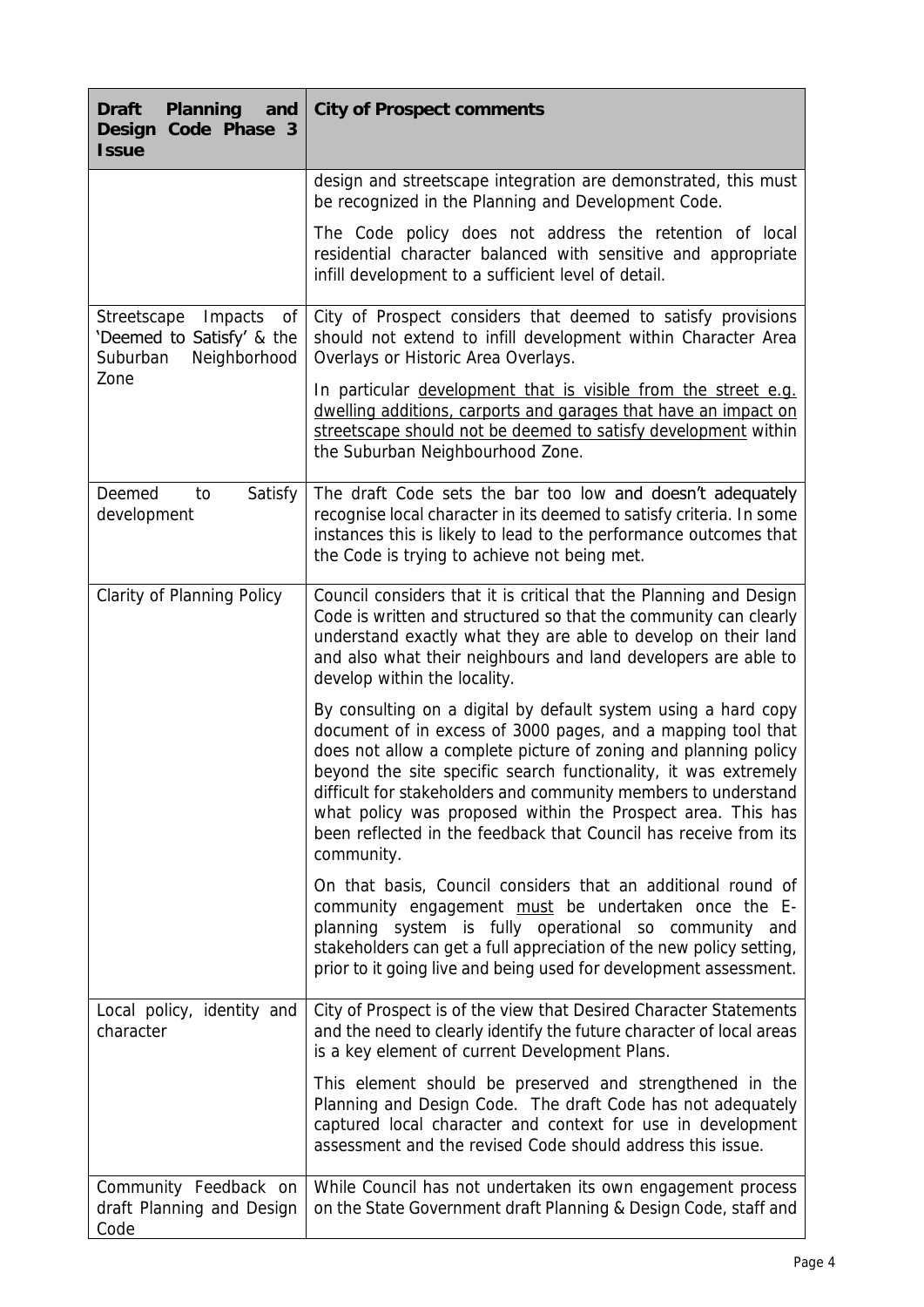| **Draft Planning and Design Code Phase 3 Issue** | **City of Prospect comments** |
|---|---|
| | design and streetscape integration are demonstrated, this must be recognized in the Planning and Development Code.<br><br>The Code policy does not address the retention of local residential character balanced with sensitive and appropriate infill development to a sufficient level of detail. |
| Streetscape Impacts of 'Deemed to Satisfy' & the Suburban Neighborhood Zone | City of Prospect considers that deemed to satisfy provisions should not extend to infill development within Character Area Overlays or Historic Area Overlays.<br><br>In particular <u>development that is visible from the street e.g. dwelling additions, carports and garages that have an impact on streetscape should not be deemed to satisfy development</u> within the Suburban Neighbourhood Zone. |
| Deemed to Satisfy development | The draft Code sets the bar too low and doesn't adequately recognise local character in its deemed to satisfy criteria. In some instances this is likely to lead to the performance outcomes that the Code is trying to achieve not being met. |
| Clarity of Planning Policy | Council considers that it is critical that the Planning and Design Code is written and structured so that the community can clearly understand exactly what they are able to develop on their land and also what their neighbours and land developers are able to develop within the locality.<br><br>By consulting on a digital by default system using a hard copy document of in excess of 3000 pages, and a mapping tool that does not allow a complete picture of zoning and planning policy beyond the site specific search functionality, it was extremely difficult for stakeholders and community members to understand what policy was proposed within the Prospect area. This has been reflected in the feedback that Council has receive from its community.<br><br>On that basis, Council considers that an additional round of community engagement <u>must</u> be undertaken once the E-planning system is fully operational so community and stakeholders can get a full appreciation of the new policy setting, prior to it going live and being used for development assessment. |
| Local policy, identity and character | City of Prospect is of the view that Desired Character Statements and the need to clearly identify the future character of local areas is a key element of current Development Plans.<br><br>This element should be preserved and strengthened in the Planning and Design Code. The draft Code has not adequately captured local character and context for use in development assessment and the revised Code should address this issue. |
| Community Feedback on draft Planning and Design Code | While Council has not undertaken its own engagement process on the State Government draft Planning & Design Code, staff and |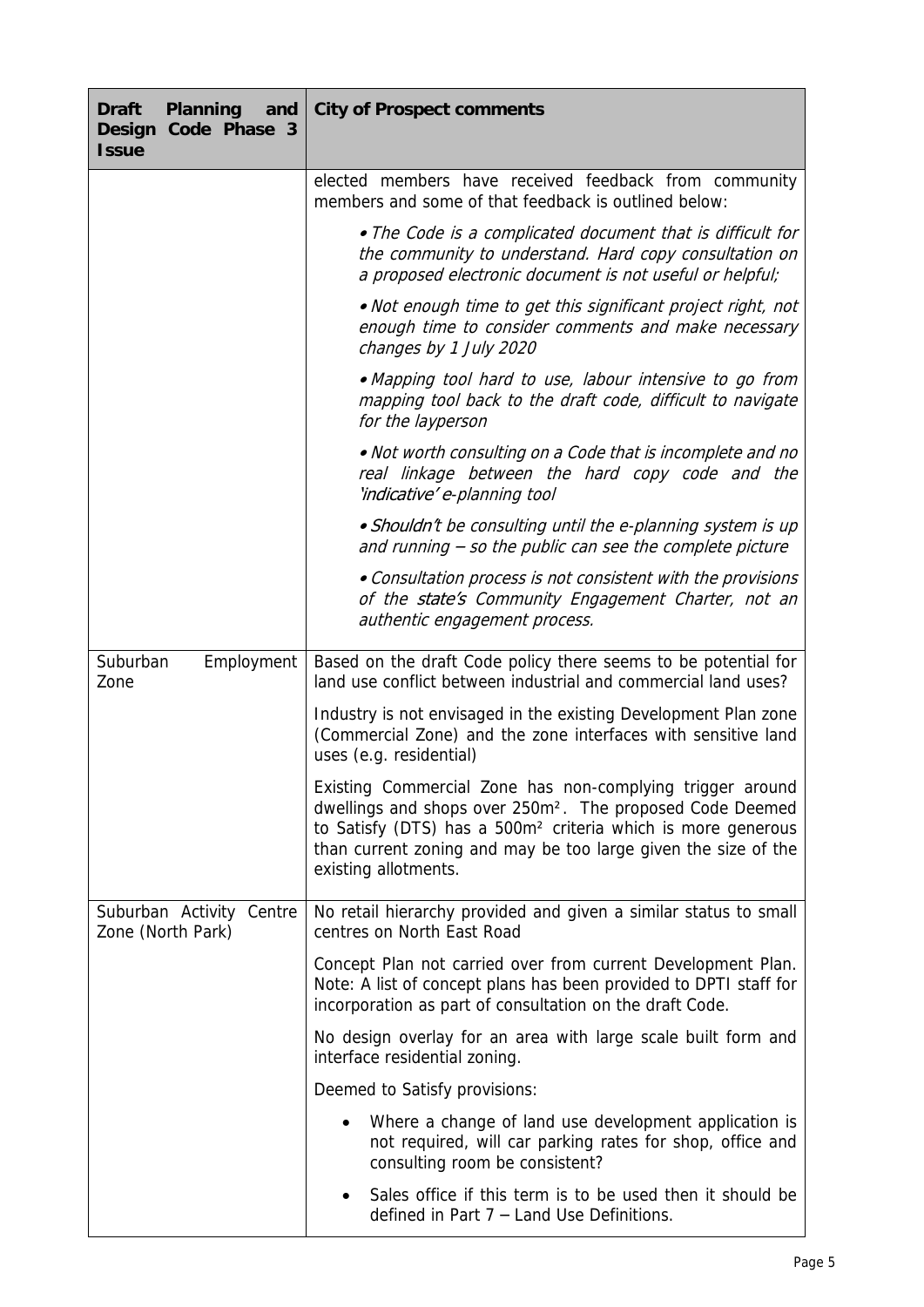| Draft Planning and Design Code Phase 3 Issue | City of Prospect comments |
|---|---|
| | elected members have received feedback from community members and some of that feedback is outlined below:<br><br>*• The Code is a complicated document that is difficult for the community to understand. Hard copy consultation on a proposed electronic document is not useful or helpful;*<br><br>*• Not enough time to get this significant project right, not enough time to consider comments and make necessary changes by 1 July 2020*<br><br>*• Mapping tool hard to use, labour intensive to go from mapping tool back to the draft code, difficult to navigate for the layperson*<br><br>*• Not worth consulting on a Code that is incomplete and no real linkage between the hard copy code and the 'indicative' e-planning tool*<br><br>*• Shouldn't be consulting until the e-planning system is up and running – so the public can see the complete picture*<br><br>*• Consultation process is not consistent with the provisions of the state's Community Engagement Charter, not an authentic engagement process.* |
| Suburban Employment Zone | Based on the draft Code policy there seems to be potential for land use conflict between industrial and commercial land uses?<br><br>Industry is not envisaged in the existing Development Plan zone (Commercial Zone) and the zone interfaces with sensitive land uses (e.g. residential)<br><br>Existing Commercial Zone has non-complying trigger around dwellings and shops over 250m². The proposed Code Deemed to Satisfy (DTS) has a 500m² criteria which is more generous than current zoning and may be too large given the size of the existing allotments. |
| Suburban Activity Centre Zone (North Park) | No retail hierarchy provided and given a similar status to small centres on North East Road<br><br>Concept Plan not carried over from current Development Plan. Note: A list of concept plans has been provided to DPTI staff for incorporation as part of consultation on the draft Code.<br><br>No design overlay for an area with large scale built form and interface residential zoning.<br><br>Deemed to Satisfy provisions:<br><br>• Where a change of land use development application is not required, will car parking rates for shop, office and consulting room be consistent?<br><br>• Sales office if this term is to be used then it should be defined in Part 7 – Land Use Definitions. |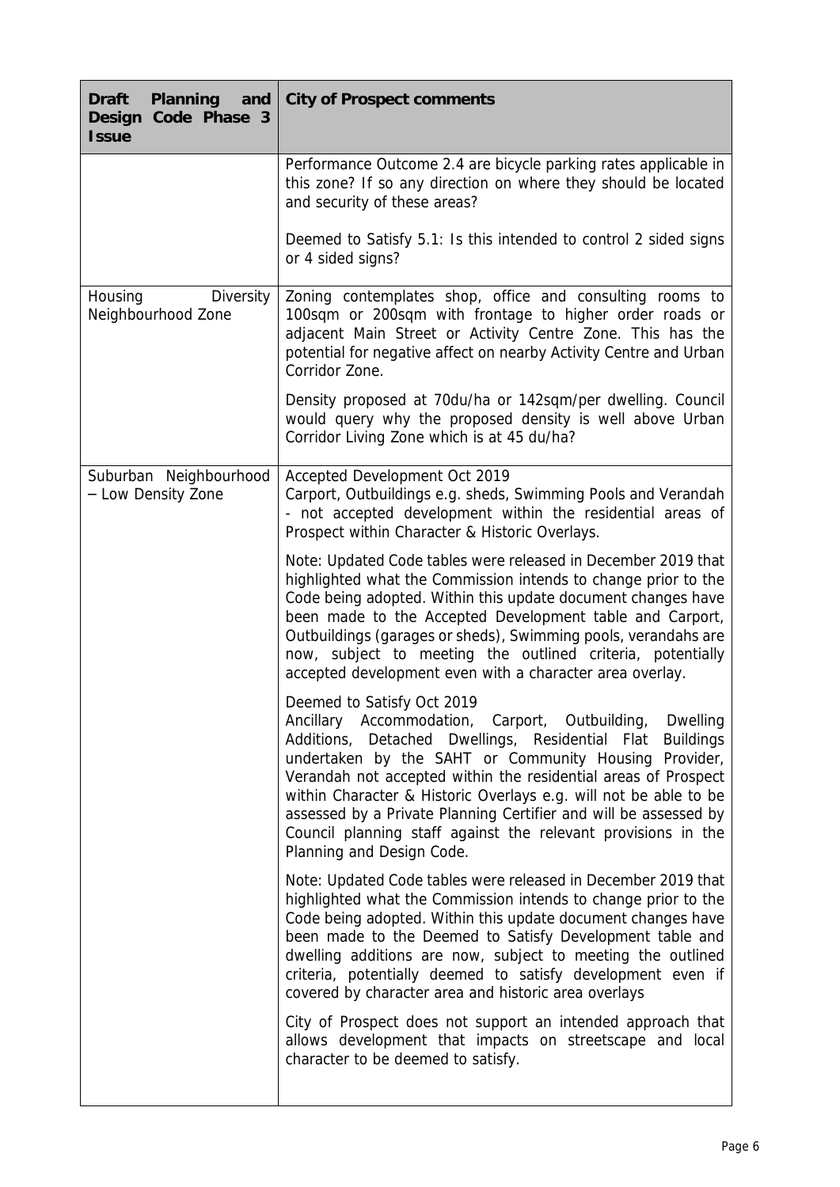| Draft Planning and Design Code Phase 3 Issue | City of Prospect comments |
|---|---|
| | Performance Outcome 2.4 are bicycle parking rates applicable in this zone? If so any direction on where they should be located and security of these areas?<br><br>Deemed to Satisfy 5.1: Is this intended to control 2 sided signs or 4 sided signs? |
| Housing Diversity Neighbourhood Zone | Zoning contemplates shop, office and consulting rooms to 100sqm or 200sqm with frontage to higher order roads or adjacent Main Street or Activity Centre Zone. This has the potential for negative affect on nearby Activity Centre and Urban Corridor Zone.<br><br>Density proposed at 70du/ha or 142sqm/per dwelling. Council would query why the proposed density is well above Urban Corridor Living Zone which is at 45 du/ha? |
| Suburban Neighbourhood – Low Density Zone | Accepted Development Oct 2019<br>Carport, Outbuildings e.g. sheds, Swimming Pools and Verandah - not accepted development within the residential areas of Prospect within Character & Historic Overlays.<br><br>Note: Updated Code tables were released in December 2019 that highlighted what the Commission intends to change prior to the Code being adopted. Within this update document changes have been made to the Accepted Development table and Carport, Outbuildings (garages or sheds), Swimming pools, verandahs are now, subject to meeting the outlined criteria, potentially accepted development even with a character area overlay.<br><br>Deemed to Satisfy Oct 2019<br>Ancillary Accommodation, Carport, Outbuilding, Dwelling Additions, Detached Dwellings, Residential Flat Buildings undertaken by the SAHT or Community Housing Provider, Verandah not accepted within the residential areas of Prospect within Character & Historic Overlays e.g. will not be able to be assessed by a Private Planning Certifier and will be assessed by Council planning staff against the relevant provisions in the Planning and Design Code.<br><br>Note: Updated Code tables were released in December 2019 that highlighted what the Commission intends to change prior to the Code being adopted. Within this update document changes have been made to the Deemed to Satisfy Development table and dwelling additions are now, subject to meeting the outlined criteria, potentially deemed to satisfy development even if covered by character area and historic area overlays<br><br>City of Prospect does not support an intended approach that allows development that impacts on streetscape and local character to be deemed to satisfy. |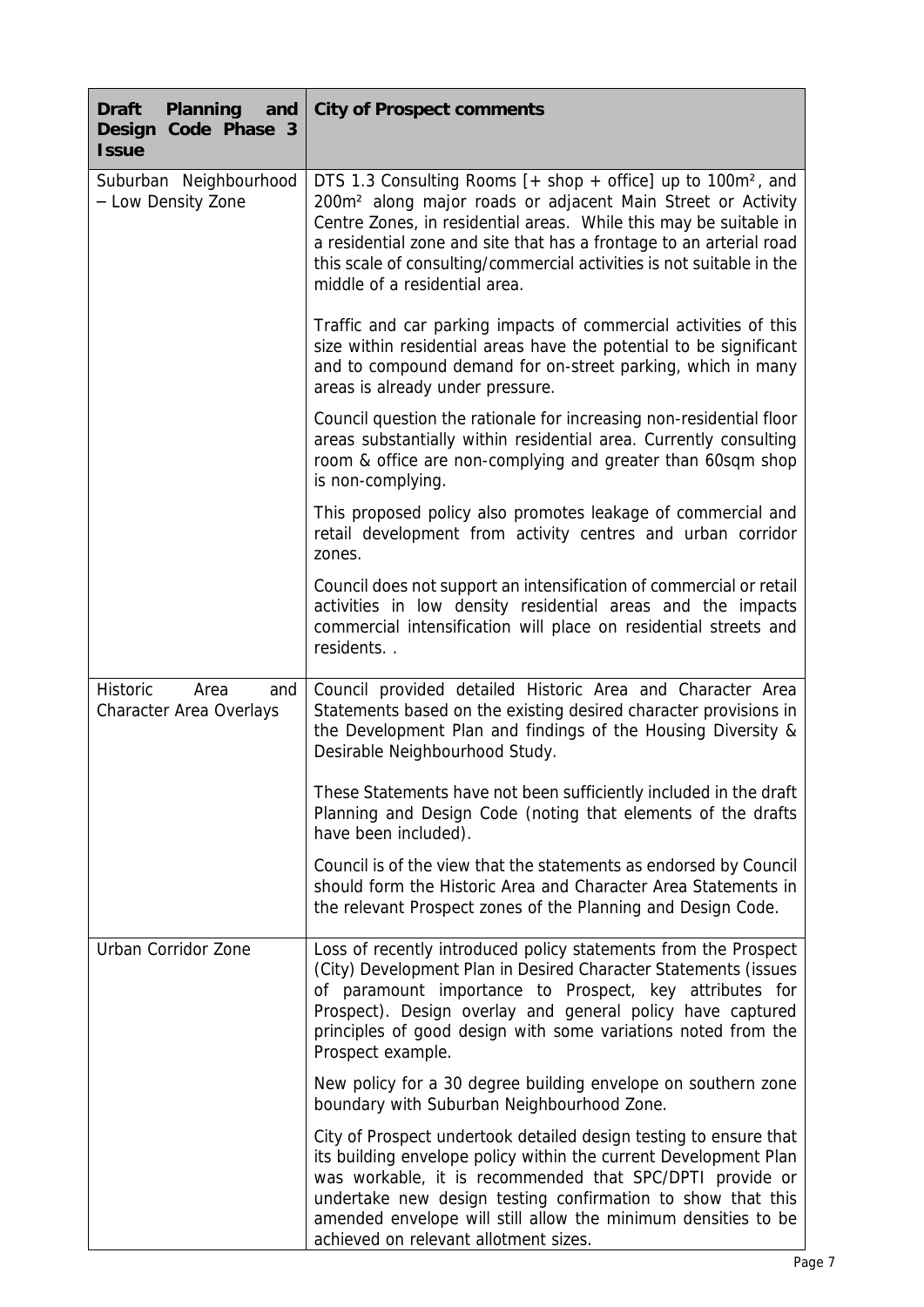| Draft Planning and Design Code Phase 3 Issue | City of Prospect comments |
|---|---|
| Suburban Neighbourhood – Low Density Zone | DTS 1.3 Consulting Rooms [+ shop + office] up to 100m², and 200m² along major roads or adjacent Main Street or Activity Centre Zones, in residential areas. While this may be suitable in a residential zone and site that has a frontage to an arterial road this scale of consulting/commercial activities is not suitable in the middle of a residential area.<br><br>Traffic and car parking impacts of commercial activities of this size within residential areas have the potential to be significant and to compound demand for on-street parking, which in many areas is already under pressure.<br><br>Council question the rationale for increasing non-residential floor areas substantially within residential area. Currently consulting room & office are non-complying and greater than 60sqm shop is non-complying.<br><br>This proposed policy also promotes leakage of commercial and retail development from activity centres and urban corridor zones.<br><br>Council does not support an intensification of commercial or retail activities in low density residential areas and the impacts commercial intensification will place on residential streets and residents. . |
| Historic Area and Character Area Overlays | Council provided detailed Historic Area and Character Area Statements based on the existing desired character provisions in the Development Plan and findings of the Housing Diversity & Desirable Neighbourhood Study.<br><br>These Statements have not been sufficiently included in the draft Planning and Design Code (noting that elements of the drafts have been included).<br><br>Council is of the view that the statements as endorsed by Council should form the Historic Area and Character Area Statements in the relevant Prospect zones of the Planning and Design Code. |
| Urban Corridor Zone | Loss of recently introduced policy statements from the Prospect (City) Development Plan in Desired Character Statements (issues of paramount importance to Prospect, key attributes for Prospect). Design overlay and general policy have captured principles of good design with some variations noted from the Prospect example.<br><br>New policy for a 30 degree building envelope on southern zone boundary with Suburban Neighbourhood Zone.<br><br>City of Prospect undertook detailed design testing to ensure that its building envelope policy within the current Development Plan was workable, it is recommended that SPC/DPTI provide or undertake new design testing confirmation to show that this amended envelope will still allow the minimum densities to be achieved on relevant allotment sizes. |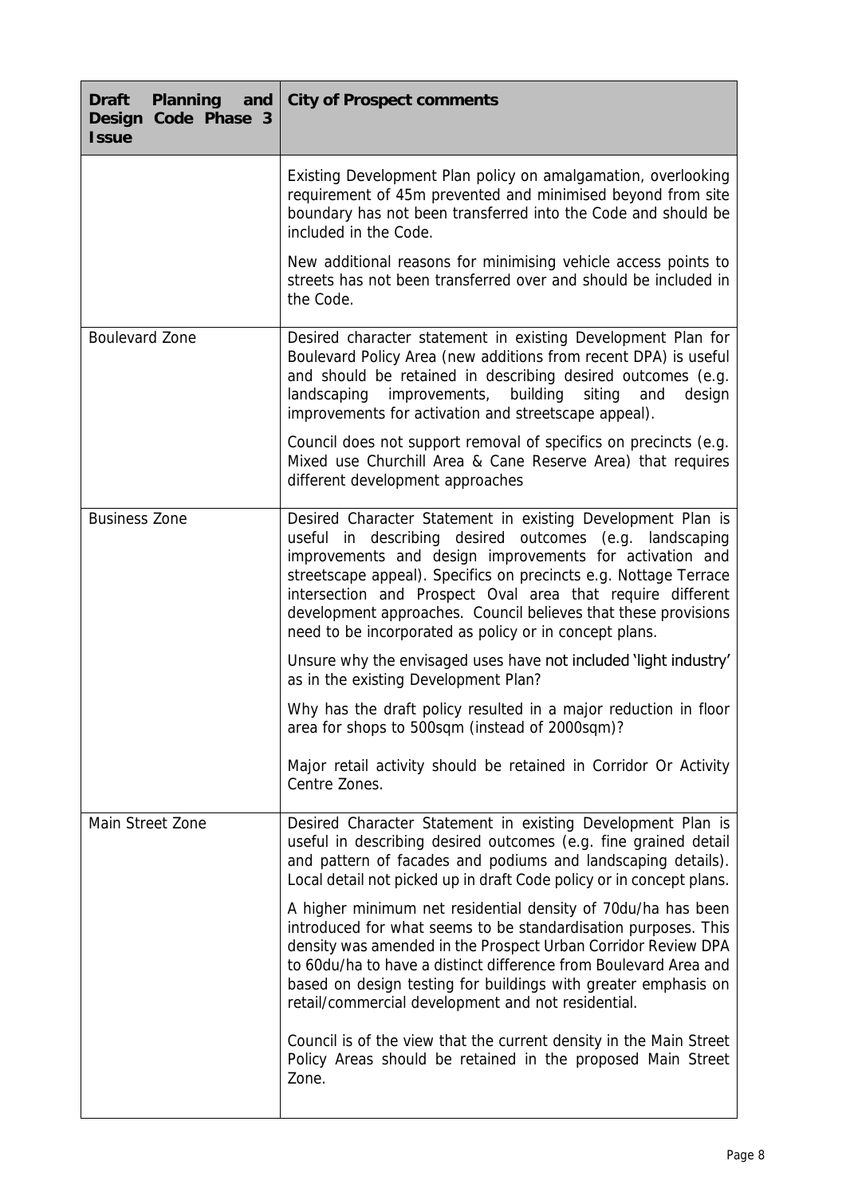| **Draft Planning and Design Code Phase 3 Issue** | **City of Prospect comments** |
|---|---|
| | Existing Development Plan policy on amalgamation, overlooking requirement of 45m prevented and minimised beyond from site boundary has not been transferred into the Code and should be included in the Code.<br><br>New additional reasons for minimising vehicle access points to streets has not been transferred over and should be included in the Code. |
| Boulevard Zone | Desired character statement in existing Development Plan for Boulevard Policy Area (new additions from recent DPA) is useful and should be retained in describing desired outcomes (e.g. landscaping improvements, building siting and design improvements for activation and streetscape appeal).<br><br>Council does not support removal of specifics on precincts (e.g. Mixed use Churchill Area & Cane Reserve Area) that requires different development approaches |
| Business Zone | Desired Character Statement in existing Development Plan is useful in describing desired outcomes (e.g. landscaping improvements and design improvements for activation and streetscape appeal). Specifics on precincts e.g. Nottage Terrace intersection and Prospect Oval area that require different development approaches. Council believes that these provisions need to be incorporated as policy or in concept plans.<br><br>Unsure why the envisaged uses have not included 'light industry' as in the existing Development Plan?<br><br>Why has the draft policy resulted in a major reduction in floor area for shops to 500sqm (instead of 2000sqm)?<br><br>Major retail activity should be retained in Corridor Or Activity Centre Zones. |
| Main Street Zone | Desired Character Statement in existing Development Plan is useful in describing desired outcomes (e.g. fine grained detail and pattern of facades and podiums and landscaping details). Local detail not picked up in draft Code policy or in concept plans.<br><br>A higher minimum net residential density of 70du/ha has been introduced for what seems to be standardisation purposes. This density was amended in the Prospect Urban Corridor Review DPA to 60du/ha to have a distinct difference from Boulevard Area and based on design testing for buildings with greater emphasis on retail/commercial development and not residential.<br><br>Council is of the view that the current density in the Main Street Policy Areas should be retained in the proposed Main Street Zone. |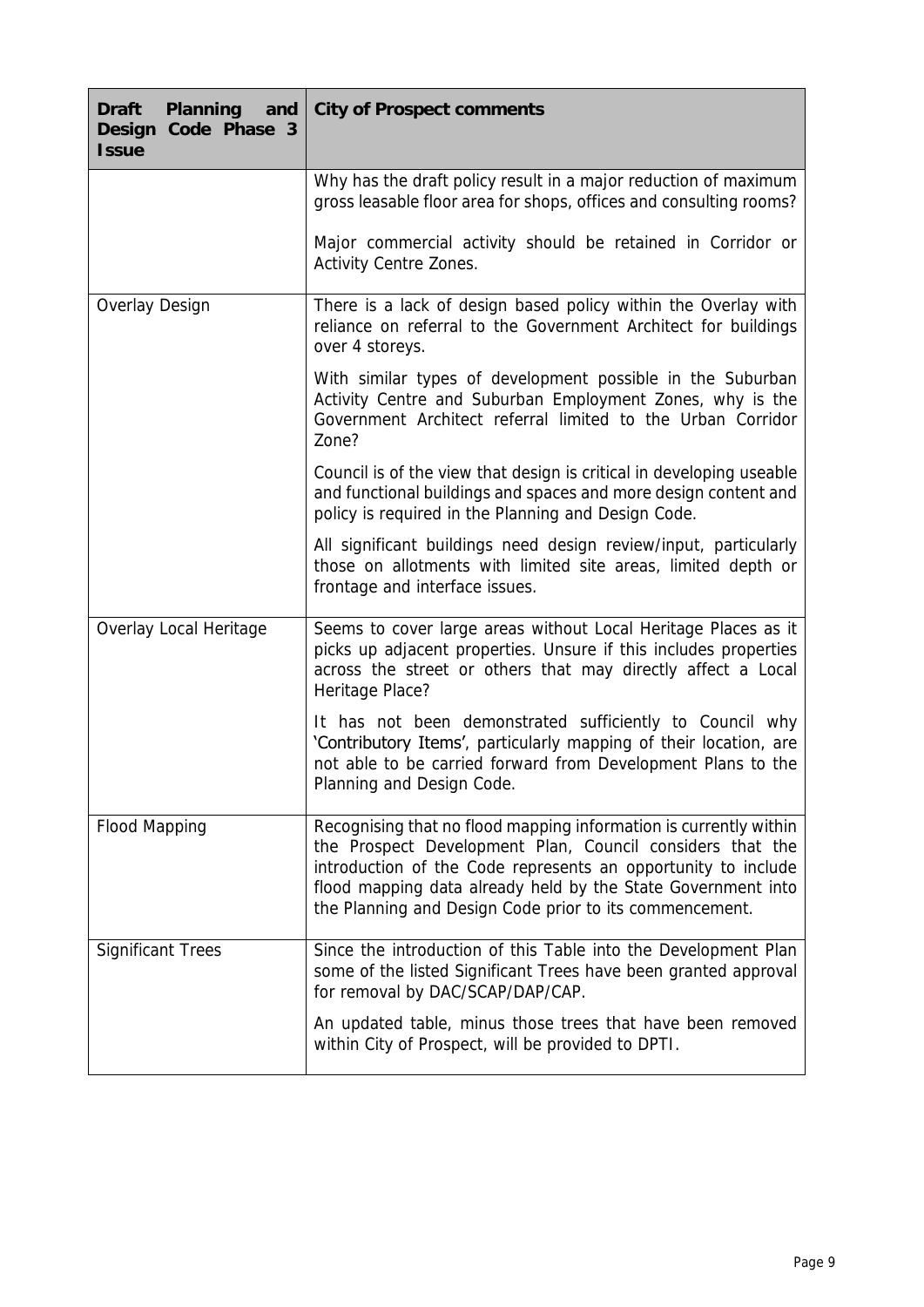| **Draft Planning and Design Code Phase 3 Issue** | **City of Prospect comments** |
| --- | --- |
| | Why has the draft policy result in a major reduction of maximum gross leasable floor area for shops, offices and consulting rooms?<br><br>Major commercial activity should be retained in Corridor or Activity Centre Zones. |
| Overlay Design | There is a lack of design based policy within the Overlay with reliance on referral to the Government Architect for buildings over 4 storeys.<br><br>With similar types of development possible in the Suburban Activity Centre and Suburban Employment Zones, why is the Government Architect referral limited to the Urban Corridor Zone?<br><br>Council is of the view that design is critical in developing useable and functional buildings and spaces and more design content and policy is required in the Planning and Design Code.<br><br>All significant buildings need design review/input, particularly those on allotments with limited site areas, limited depth or frontage and interface issues. |
| Overlay Local Heritage | Seems to cover large areas without Local Heritage Places as it picks up adjacent properties. Unsure if this includes properties across the street or others that may directly affect a Local Heritage Place?<br><br>It has not been demonstrated sufficiently to Council why 'Contributory Items', particularly mapping of their location, are not able to be carried forward from Development Plans to the Planning and Design Code. |
| Flood Mapping | Recognising that no flood mapping information is currently within the Prospect Development Plan, Council considers that the introduction of the Code represents an opportunity to include flood mapping data already held by the State Government into the Planning and Design Code prior to its commencement. |
| Significant Trees | Since the introduction of this Table into the Development Plan some of the listed Significant Trees have been granted approval for removal by DAC/SCAP/DAP/CAP.<br><br>An updated table, minus those trees that have been removed within City of Prospect, will be provided to DPTI. |